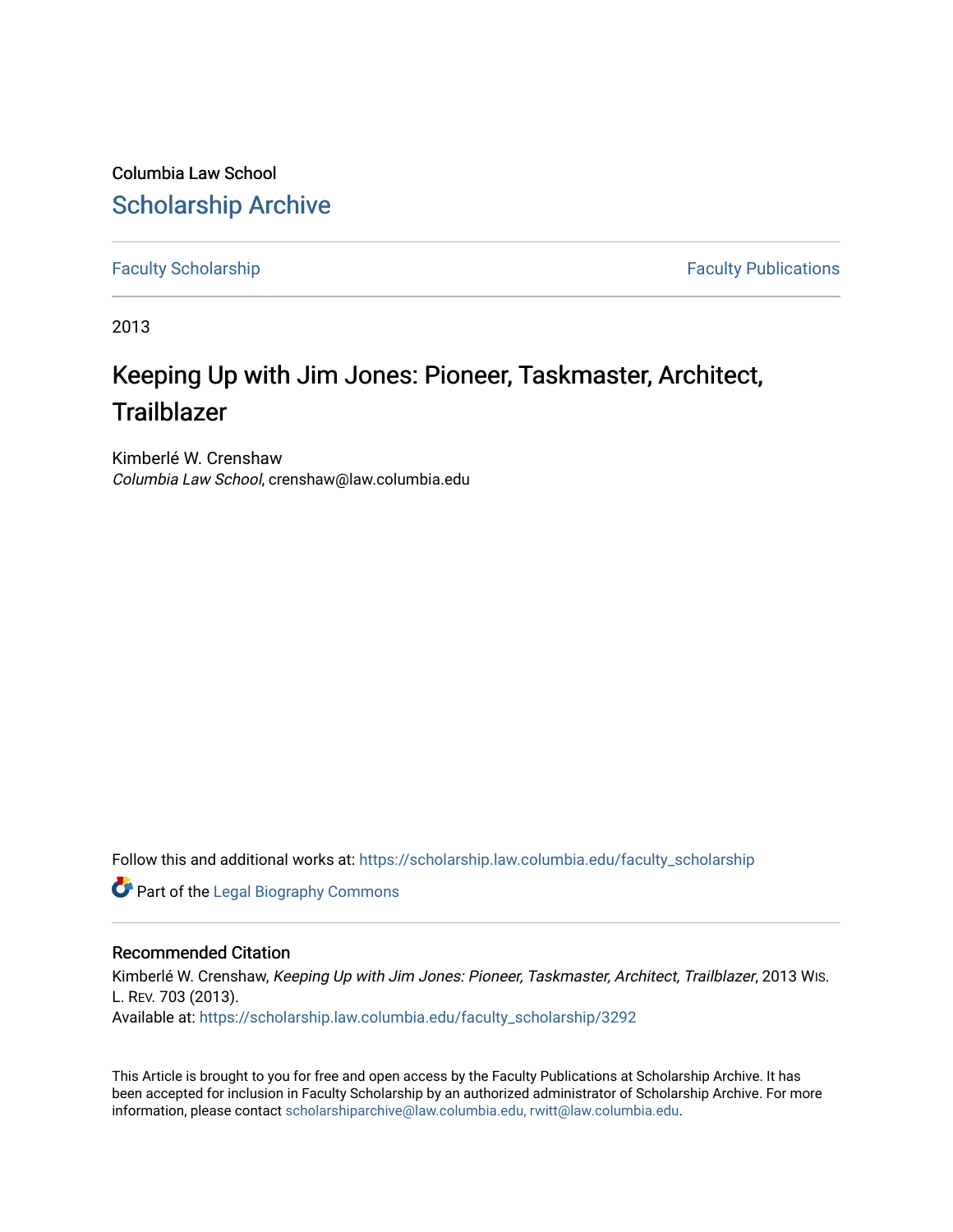Columbia Law School

# Scholarship Archive

Faculty Scholarship | Faculty Publications

2013

# Keeping Up with Jim Jones: Pioneer, Taskmaster, Architect, Trailblazer

Kimberlé W. Crenshaw
*Columbia Law School*, crenshaw@law.columbia.edu

Follow this and additional works at: https://scholarship.law.columbia.edu/faculty_scholarship

Part of the Legal Biography Commons

## Recommended Citation

Kimberlé W. Crenshaw, *Keeping Up with Jim Jones: Pioneer, Taskmaster, Architect, Trailblazer*, 2013 Wis. L. Rev. 703 (2013).
Available at: https://scholarship.law.columbia.edu/faculty_scholarship/3292

This Article is brought to you for free and open access by the Faculty Publications at Scholarship Archive. It has been accepted for inclusion in Faculty Scholarship by an authorized administrator of Scholarship Archive. For more information, please contact scholarshiparchive@law.columbia.edu, rwitt@law.columbia.edu.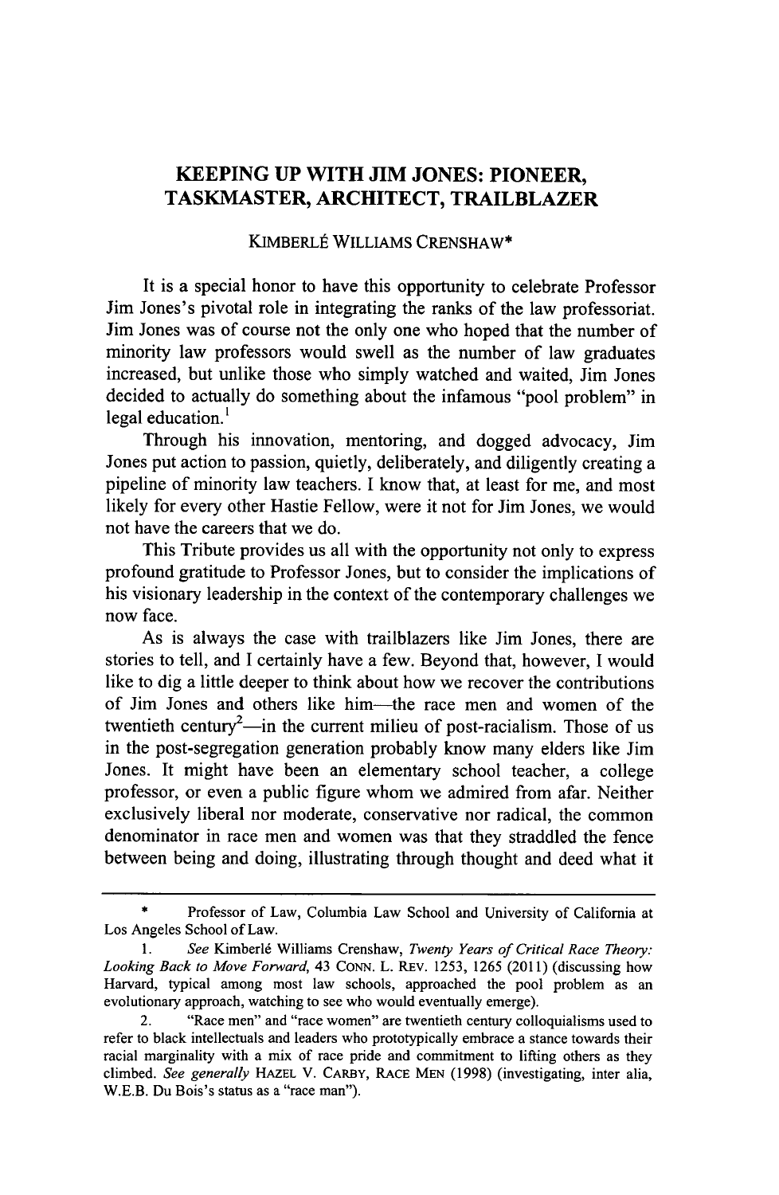# KEEPING UP WITH JIM JONES: PIONEER, TASKMASTER, ARCHITECT, TRAILBLAZER

KIMBERLÉ WILLIAMS CRENSHAW*

It is a special honor to have this opportunity to celebrate Professor Jim Jones's pivotal role in integrating the ranks of the law professoriat. Jim Jones was of course not the only one who hoped that the number of minority law professors would swell as the number of law graduates increased, but unlike those who simply watched and waited, Jim Jones decided to actually do something about the infamous "pool problem" in legal education.[1]

Through his innovation, mentoring, and dogged advocacy, Jim Jones put action to passion, quietly, deliberately, and diligently creating a pipeline of minority law teachers. I know that, at least for me, and most likely for every other Hastie Fellow, were it not for Jim Jones, we would not have the careers that we do.

This Tribute provides us all with the opportunity not only to express profound gratitude to Professor Jones, but to consider the implications of his visionary leadership in the context of the contemporary challenges we now face.

As is always the case with trailblazers like Jim Jones, there are stories to tell, and I certainly have a few. Beyond that, however, I would like to dig a little deeper to think about how we recover the contributions of Jim Jones and others like him—the race men and women of the twentieth century[2]—in the current milieu of post-racialism. Those of us in the post-segregation generation probably know many elders like Jim Jones. It might have been an elementary school teacher, a college professor, or even a public figure whom we admired from afar. Neither exclusively liberal nor moderate, conservative nor radical, the common denominator in race men and women was that they straddled the fence between being and doing, illustrating through thought and deed what it

---

\* Professor of Law, Columbia Law School and University of California at Los Angeles School of Law.

1. *See* Kimberlé Williams Crenshaw, *Twenty Years of Critical Race Theory: Looking Back to Move Forward*, 43 CONN. L. REV. 1253, 1265 (2011) (discussing how Harvard, typical among most law schools, approached the pool problem as an evolutionary approach, watching to see who would eventually emerge).

2. "Race men" and "race women" are twentieth century colloquialisms used to refer to black intellectuals and leaders who prototypically embrace a stance towards their racial marginality with a mix of race pride and commitment to lifting others as they climbed. *See generally* HAZEL V. CARBY, RACE MEN (1998) (investigating, inter alia, W.E.B. Du Bois's status as a "race man").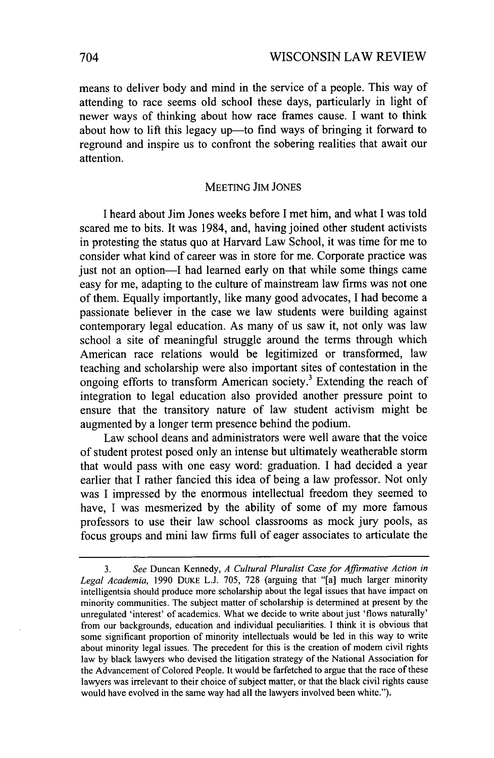means to deliver body and mind in the service of a people. This way of attending to race seems old school these days, particularly in light of newer ways of thinking about how race frames cause. I want to think about how to lift this legacy up—to find ways of bringing it forward to reground and inspire us to confront the sobering realities that await our attention.

## MEETING JIM JONES

I heard about Jim Jones weeks before I met him, and what I was told scared me to bits. It was 1984, and, having joined other student activists in protesting the status quo at Harvard Law School, it was time for me to consider what kind of career was in store for me. Corporate practice was just not an option—I had learned early on that while some things came easy for me, adapting to the culture of mainstream law firms was not one of them. Equally importantly, like many good advocates, I had become a passionate believer in the case we law students were building against contemporary legal education. As many of us saw it, not only was law school a site of meaningful struggle around the terms through which American race relations would be legitimized or transformed, law teaching and scholarship were also important sites of contestation in the ongoing efforts to transform American society.[3] Extending the reach of integration to legal education also provided another pressure point to ensure that the transitory nature of law student activism might be augmented by a longer term presence behind the podium.

Law school deans and administrators were well aware that the voice of student protest posed only an intense but ultimately weatherable storm that would pass with one easy word: graduation. I had decided a year earlier that I rather fancied this idea of being a law professor. Not only was I impressed by the enormous intellectual freedom they seemed to have, I was mesmerized by the ability of some of my more famous professors to use their law school classrooms as mock jury pools, as focus groups and mini law firms full of eager associates to articulate the

---

3. *See* Duncan Kennedy, *A Cultural Pluralist Case for Affirmative Action in Legal Academia*, 1990 DUKE L.J. 705, 728 (arguing that "[a] much larger minority intelligentsia should produce more scholarship about the legal issues that have impact on minority communities. The subject matter of scholarship is determined at present by the unregulated 'interest' of academics. What we decide to write about just 'flows naturally' from our backgrounds, education and individual peculiarities. I think it is obvious that some significant proportion of minority intellectuals would be led in this way to write about minority legal issues. The precedent for this is the creation of modem civil rights law by black lawyers who devised the litigation strategy of the National Association for the Advancement of Colored People. It would be farfetched to argue that the race of these lawyers was irrelevant to their choice of subject matter, or that the black civil rights cause would have evolved in the same way had all the lawyers involved been white.").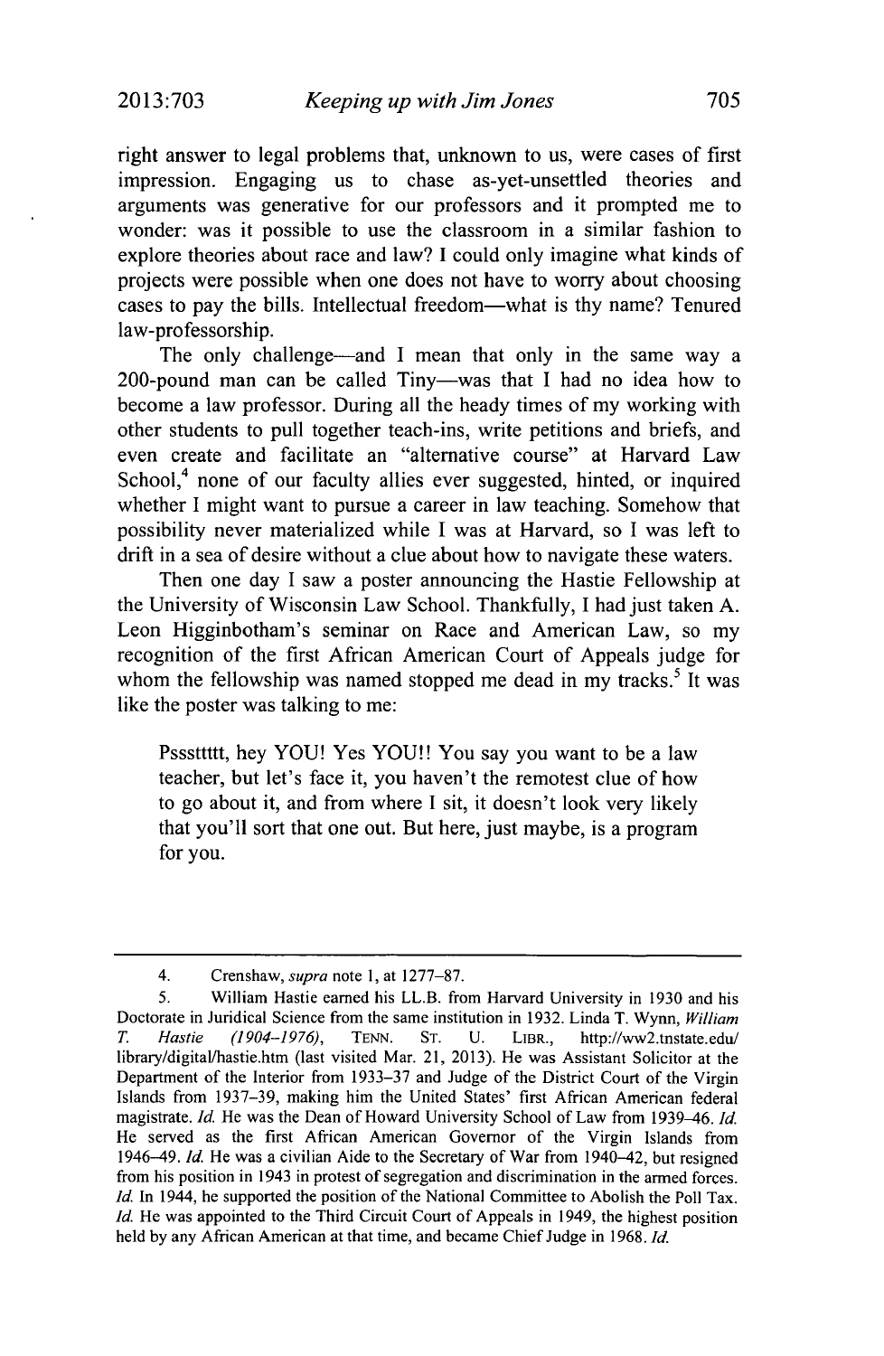right answer to legal problems that, unknown to us, were cases of first impression. Engaging us to chase as-yet-unsettled theories and arguments was generative for our professors and it prompted me to wonder: was it possible to use the classroom in a similar fashion to explore theories about race and law? I could only imagine what kinds of projects were possible when one does not have to worry about choosing cases to pay the bills. Intellectual freedom—what is thy name? Tenured law-professorship.

The only challenge—and I mean that only in the same way a 200-pound man can be called Tiny—was that I had no idea how to become a law professor. During all the heady times of my working with other students to pull together teach-ins, write petitions and briefs, and even create and facilitate an "alternative course" at Harvard Law School,[4] none of our faculty allies ever suggested, hinted, or inquired whether I might want to pursue a career in law teaching. Somehow that possibility never materialized while I was at Harvard, so I was left to drift in a sea of desire without a clue about how to navigate these waters.

Then one day I saw a poster announcing the Hastie Fellowship at the University of Wisconsin Law School. Thankfully, I had just taken A. Leon Higginbotham's seminar on Race and American Law, so my recognition of the first African American Court of Appeals judge for whom the fellowship was named stopped me dead in my tracks.[5] It was like the poster was talking to me:

> Pssstttt, hey YOU! Yes YOU!! You say you want to be a law teacher, but let's face it, you haven't the remotest clue of how to go about it, and from where I sit, it doesn't look very likely that you'll sort that one out. But here, just maybe, is a program for you.

---

4. Crenshaw, *supra* note 1, at 1277–87.

5. William Hastie earned his LL.B. from Harvard University in 1930 and his Doctorate in Juridical Science from the same institution in 1932. Linda T. Wynn, *William T. Hastie (1904–1976)*, TENN. ST. U. LIBR., http://ww2.tnstate.edu/library/digital/hastie.htm (last visited Mar. 21, 2013). He was Assistant Solicitor at the Department of the Interior from 1933–37 and Judge of the District Court of the Virgin Islands from 1937–39, making him the United States' first African American federal magistrate. *Id.* He was the Dean of Howard University School of Law from 1939–46. *Id.* He served as the first African American Governor of the Virgin Islands from 1946–49. *Id.* He was a civilian Aide to the Secretary of War from 1940–42, but resigned from his position in 1943 in protest of segregation and discrimination in the armed forces. *Id.* In 1944, he supported the position of the National Committee to Abolish the Poll Tax. *Id.* He was appointed to the Third Circuit Court of Appeals in 1949, the highest position held by any African American at that time, and became Chief Judge in 1968. *Id.*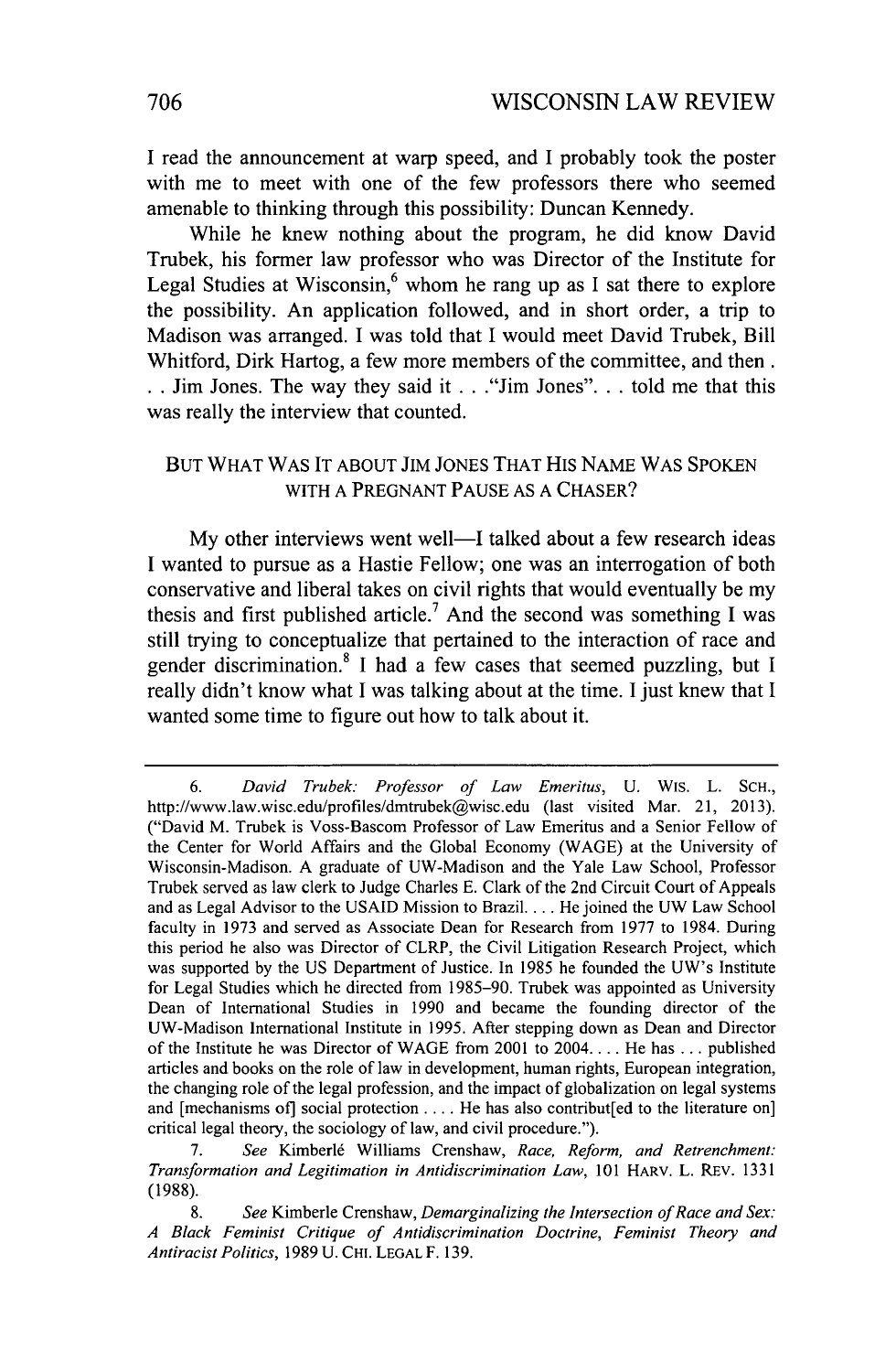I read the announcement at warp speed, and I probably took the poster with me to meet with one of the few professors there who seemed amenable to thinking through this possibility: Duncan Kennedy.

While he knew nothing about the program, he did know David Trubek, his former law professor who was Director of the Institute for Legal Studies at Wisconsin,[6] whom he rang up as I sat there to explore the possibility. An application followed, and in short order, a trip to Madison was arranged. I was told that I would meet David Trubek, Bill Whitford, Dirk Hartog, a few more members of the committee, and then . . . Jim Jones. The way they said it . . ."Jim Jones". . . told me that this was really the interview that counted.

## BUT WHAT WAS IT ABOUT JIM JONES THAT HIS NAME WAS SPOKEN WITH A PREGNANT PAUSE AS A CHASER?

My other interviews went well—I talked about a few research ideas I wanted to pursue as a Hastie Fellow; one was an interrogation of both conservative and liberal takes on civil rights that would eventually be my thesis and first published article.[7] And the second was something I was still trying to conceptualize that pertained to the interaction of race and gender discrimination.[8] I had a few cases that seemed puzzling, but I really didn't know what I was talking about at the time. I just knew that I wanted some time to figure out how to talk about it.

---

6. *David Trubek: Professor of Law Emeritus*, U. WIS. L. SCH., http://www.law.wisc.edu/profiles/dmtrubek@wisc.edu (last visited Mar. 21, 2013). ("David M. Trubek is Voss-Bascom Professor of Law Emeritus and a Senior Fellow of the Center for World Affairs and the Global Economy (WAGE) at the University of Wisconsin-Madison. A graduate of UW-Madison and the Yale Law School, Professor Trubek served as law clerk to Judge Charles E. Clark of the 2nd Circuit Court of Appeals and as Legal Advisor to the USAID Mission to Brazil. . . . He joined the UW Law School faculty in 1973 and served as Associate Dean for Research from 1977 to 1984. During this period he also was Director of CLRP, the Civil Litigation Research Project, which was supported by the US Department of Justice. In 1985 he founded the UW's Institute for Legal Studies which he directed from 1985–90. Trubek was appointed as University Dean of International Studies in 1990 and became the founding director of the UW-Madison International Institute in 1995. After stepping down as Dean and Director of the Institute he was Director of WAGE from 2001 to 2004. . . . He has . . . published articles and books on the role of law in development, human rights, European integration, the changing role of the legal profession, and the impact of globalization on legal systems and [mechanisms of] social protection . . . . He has also contribut[ed to the literature on] critical legal theory, the sociology of law, and civil procedure.").

7. *See* Kimberlé Williams Crenshaw, *Race, Reform, and Retrenchment: Transformation and Legitimation in Antidiscrimination Law*, 101 HARV. L. REV. 1331 (1988).

8. *See* Kimberle Crenshaw, *Demarginalizing the Intersection of Race and Sex: A Black Feminist Critique of Antidiscrimination Doctrine, Feminist Theory and Antiracist Politics*, 1989 U. CHI. LEGAL F. 139.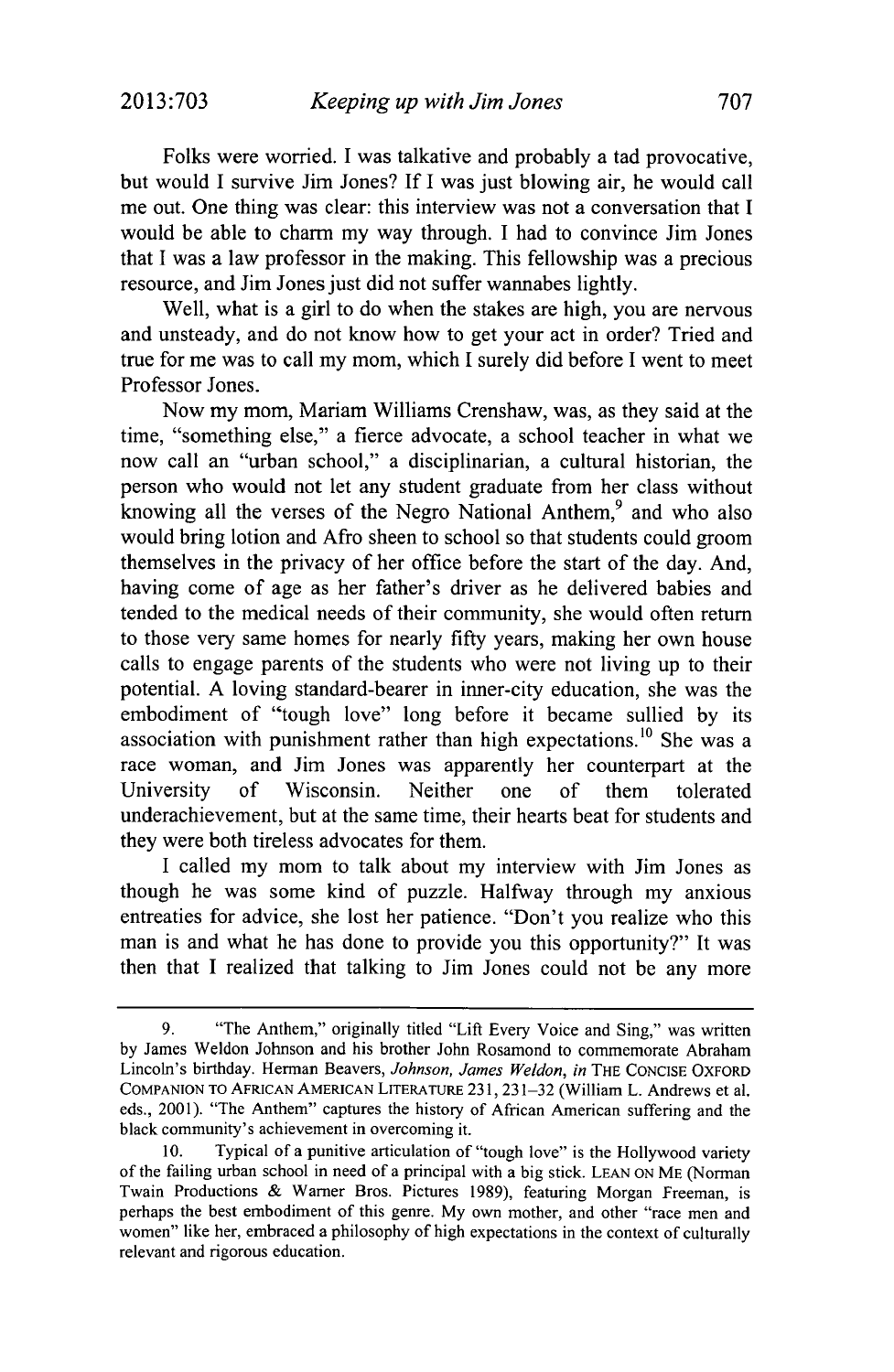Folks were worried. I was talkative and probably a tad provocative, but would I survive Jim Jones? If I was just blowing air, he would call me out. One thing was clear: this interview was not a conversation that I would be able to charm my way through. I had to convince Jim Jones that I was a law professor in the making. This fellowship was a precious resource, and Jim Jones just did not suffer wannabes lightly.

Well, what is a girl to do when the stakes are high, you are nervous and unsteady, and do not know how to get your act in order? Tried and true for me was to call my mom, which I surely did before I went to meet Professor Jones.

Now my mom, Mariam Williams Crenshaw, was, as they said at the time, "something else," a fierce advocate, a school teacher in what we now call an "urban school," a disciplinarian, a cultural historian, the person who would not let any student graduate from her class without knowing all the verses of the Negro National Anthem,[9] and who also would bring lotion and Afro sheen to school so that students could groom themselves in the privacy of her office before the start of the day. And, having come of age as her father's driver as he delivered babies and tended to the medical needs of their community, she would often return to those very same homes for nearly fifty years, making her own house calls to engage parents of the students who were not living up to their potential. A loving standard-bearer in inner-city education, she was the embodiment of "tough love" long before it became sullied by its association with punishment rather than high expectations.[10] She was a race woman, and Jim Jones was apparently her counterpart at the University of Wisconsin. Neither one of them tolerated underachievement, but at the same time, their hearts beat for students and they were both tireless advocates for them.

I called my mom to talk about my interview with Jim Jones as though he was some kind of puzzle. Halfway through my anxious entreaties for advice, she lost her patience. "Don't you realize who this man is and what he has done to provide you this opportunity?" It was then that I realized that talking to Jim Jones could not be any more

---

9. "The Anthem," originally titled "Lift Every Voice and Sing," was written by James Weldon Johnson and his brother John Rosamond to commemorate Abraham Lincoln's birthday. Herman Beavers, *Johnson, James Weldon*, *in* THE CONCISE OXFORD COMPANION TO AFRICAN AMERICAN LITERATURE 231, 231–32 (William L. Andrews et al. eds., 2001). "The Anthem" captures the history of African American suffering and the black community's achievement in overcoming it.

10. Typical of a punitive articulation of "tough love" is the Hollywood variety of the failing urban school in need of a principal with a big stick. LEAN ON ME (Norman Twain Productions & Warner Bros. Pictures 1989), featuring Morgan Freeman, is perhaps the best embodiment of this genre. My own mother, and other "race men and women" like her, embraced a philosophy of high expectations in the context of culturally relevant and rigorous education.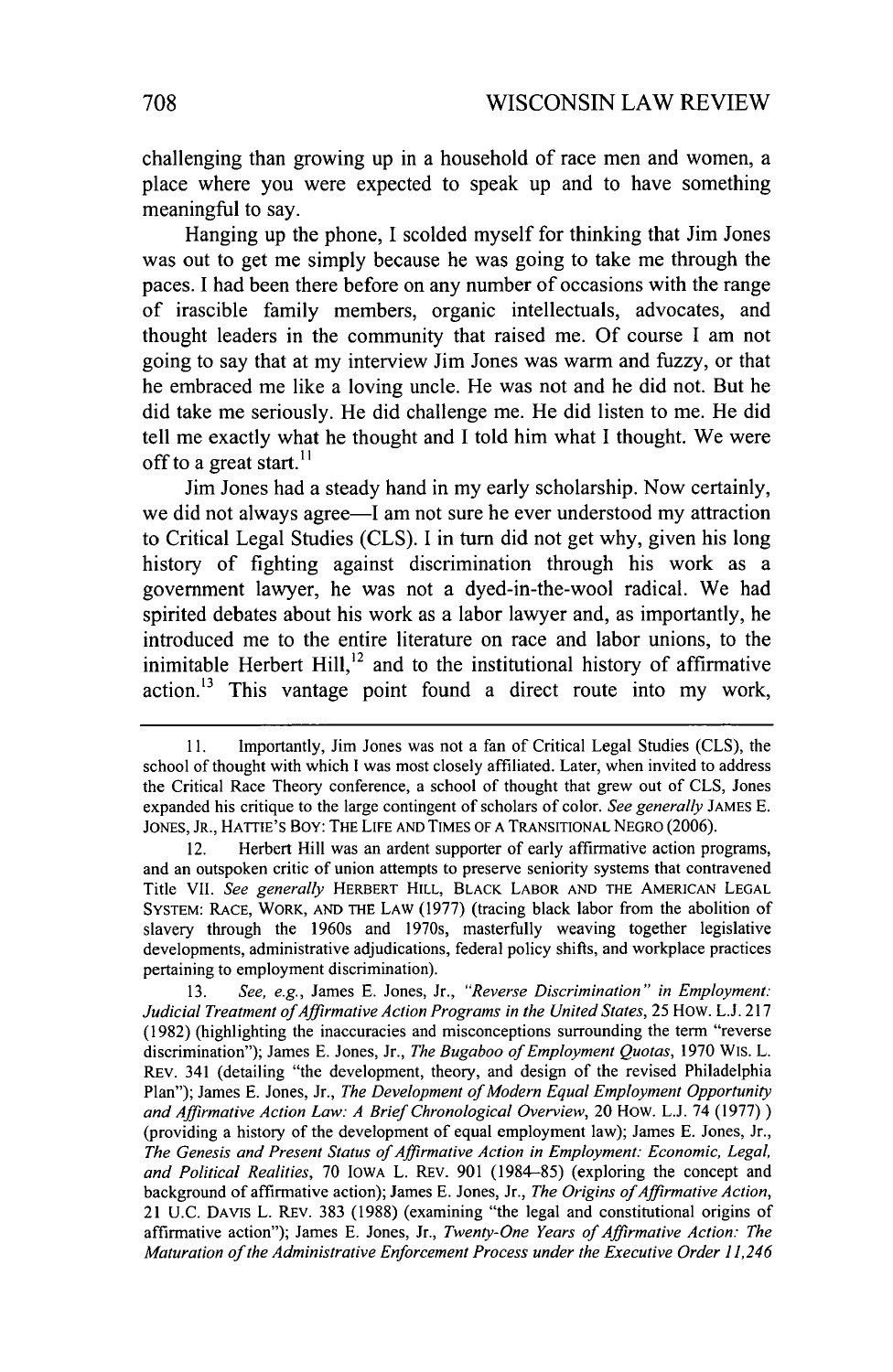challenging than growing up in a household of race men and women, a place where you were expected to speak up and to have something meaningful to say.

Hanging up the phone, I scolded myself for thinking that Jim Jones was out to get me simply because he was going to take me through the paces. I had been there before on any number of occasions with the range of irascible family members, organic intellectuals, advocates, and thought leaders in the community that raised me. Of course I am not going to say that at my interview Jim Jones was warm and fuzzy, or that he embraced me like a loving uncle. He was not and he did not. But he did take me seriously. He did challenge me. He did listen to me. He did tell me exactly what he thought and I told him what I thought. We were off to a great start.[11]

Jim Jones had a steady hand in my early scholarship. Now certainly, we did not always agree—I am not sure he ever understood my attraction to Critical Legal Studies (CLS). I in turn did not get why, given his long history of fighting against discrimination through his work as a government lawyer, he was not a dyed-in-the-wool radical. We had spirited debates about his work as a labor lawyer and, as importantly, he introduced me to the entire literature on race and labor unions, to the inimitable Herbert Hill,[12] and to the institutional history of affirmative action.[13] This vantage point found a direct route into my work,

---

11. Importantly, Jim Jones was not a fan of Critical Legal Studies (CLS), the school of thought with which I was most closely affiliated. Later, when invited to address the Critical Race Theory conference, a school of thought that grew out of CLS, Jones expanded his critique to the large contingent of scholars of color. *See generally* JAMES E. JONES, JR., HATTIE'S BOY: THE LIFE AND TIMES OF A TRANSITIONAL NEGRO (2006).

12. Herbert Hill was an ardent supporter of early affirmative action programs, and an outspoken critic of union attempts to preserve seniority systems that contravened Title VII. *See generally* HERBERT HILL, BLACK LABOR AND THE AMERICAN LEGAL SYSTEM: RACE, WORK, AND THE LAW (1977) (tracing black labor from the abolition of slavery through the 1960s and 1970s, masterfully weaving together legislative developments, administrative adjudications, federal policy shifts, and workplace practices pertaining to employment discrimination).

13. *See, e.g.*, James E. Jones, Jr., *"Reverse Discrimination" in Employment: Judicial Treatment of Affirmative Action Programs in the United States*, 25 HOW. L.J. 217 (1982) (highlighting the inaccuracies and misconceptions surrounding the term "reverse discrimination"); James E. Jones, Jr., *The Bugaboo of Employment Quotas*, 1970 WIS. L. REV. 341 (detailing "the development, theory, and design of the revised Philadelphia Plan"); James E. Jones, Jr., *The Development of Modern Equal Employment Opportunity and Affirmative Action Law: A Brief Chronological Overview*, 20 HOW. L.J. 74 (1977) ) (providing a history of the development of equal employment law); James E. Jones, Jr., *The Genesis and Present Status of Affirmative Action in Employment: Economic, Legal, and Political Realities*, 70 IOWA L. REV. 901 (1984–85) (exploring the concept and background of affirmative action); James E. Jones, Jr., *The Origins of Affirmative Action*, 21 U.C. DAVIS L. REV. 383 (1988) (examining "the legal and constitutional origins of affirmative action"); James E. Jones, Jr., *Twenty-One Years of Affirmative Action: The Maturation of the Administrative Enforcement Process under the Executive Order 11,246*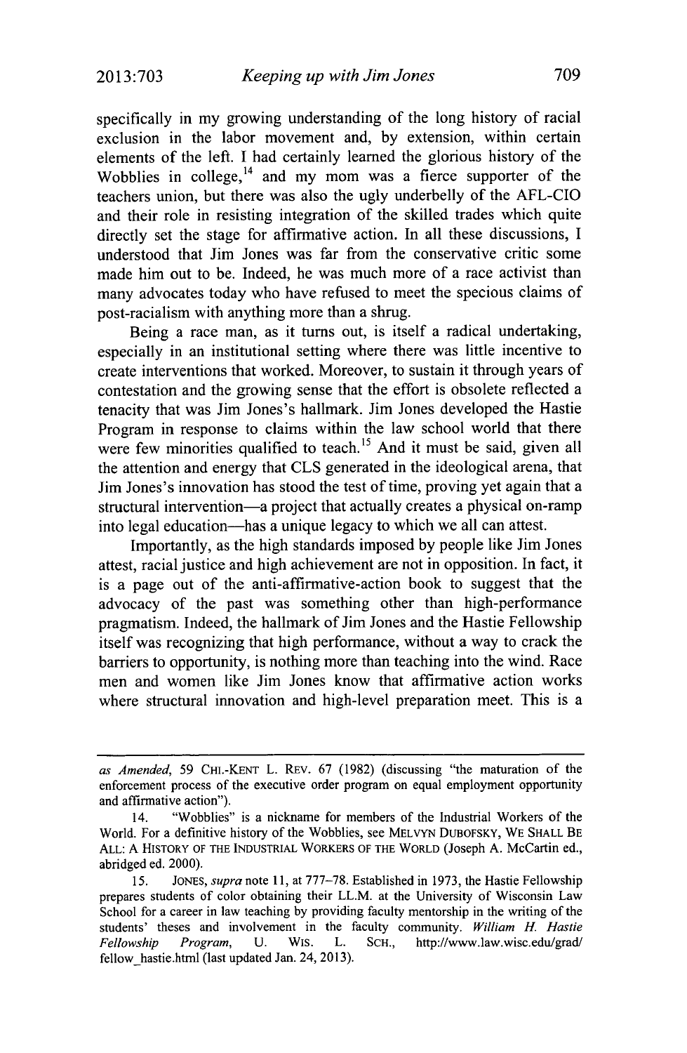specifically in my growing understanding of the long history of racial exclusion in the labor movement and, by extension, within certain elements of the left. I had certainly learned the glorious history of the Wobblies in college,[14] and my mom was a fierce supporter of the teachers union, but there was also the ugly underbelly of the AFL-CIO and their role in resisting integration of the skilled trades which quite directly set the stage for affirmative action. In all these discussions, I understood that Jim Jones was far from the conservative critic some made him out to be. Indeed, he was much more of a race activist than many advocates today who have refused to meet the specious claims of post-racialism with anything more than a shrug.

Being a race man, as it turns out, is itself a radical undertaking, especially in an institutional setting where there was little incentive to create interventions that worked. Moreover, to sustain it through years of contestation and the growing sense that the effort is obsolete reflected a tenacity that was Jim Jones's hallmark. Jim Jones developed the Hastie Program in response to claims within the law school world that there were few minorities qualified to teach.[15] And it must be said, given all the attention and energy that CLS generated in the ideological arena, that Jim Jones's innovation has stood the test of time, proving yet again that a structural intervention—a project that actually creates a physical on-ramp into legal education—has a unique legacy to which we all can attest.

Importantly, as the high standards imposed by people like Jim Jones attest, racial justice and high achievement are not in opposition. In fact, it is a page out of the anti-affirmative-action book to suggest that the advocacy of the past was something other than high-performance pragmatism. Indeed, the hallmark of Jim Jones and the Hastie Fellowship itself was recognizing that high performance, without a way to crack the barriers to opportunity, is nothing more than teaching into the wind. Race men and women like Jim Jones know that affirmative action works where structural innovation and high-level preparation meet. This is a

---

*as Amended*, 59 CHI.-KENT L. REV. 67 (1982) (discussing "the maturation of the enforcement process of the executive order program on equal employment opportunity and affirmative action").

14. "Wobblies" is a nickname for members of the Industrial Workers of the World. For a definitive history of the Wobblies, see MELVYN DUBOFSKY, WE SHALL BE ALL: A HISTORY OF THE INDUSTRIAL WORKERS OF THE WORLD (Joseph A. McCartin ed., abridged ed. 2000).

15. JONES, *supra* note 11, at 777–78. Established in 1973, the Hastie Fellowship prepares students of color obtaining their LL.M. at the University of Wisconsin Law School for a career in law teaching by providing faculty mentorship in the writing of the students' theses and involvement in the faculty community. *William H. Hastie Fellowship Program*, U. WIS. L. SCH., http://www.law.wisc.edu/grad/fellow_hastie.html (last updated Jan. 24, 2013).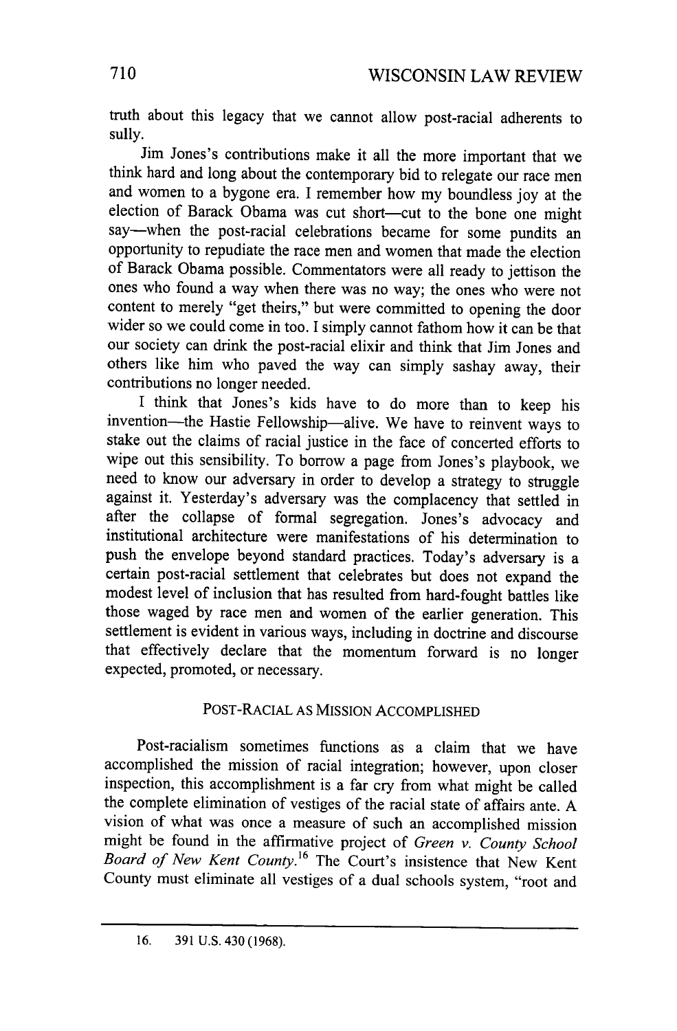truth about this legacy that we cannot allow post-racial adherents to sully.

Jim Jones's contributions make it all the more important that we think hard and long about the contemporary bid to relegate our race men and women to a bygone era. I remember how my boundless joy at the election of Barack Obama was cut short—cut to the bone one might say—when the post-racial celebrations became for some pundits an opportunity to repudiate the race men and women that made the election of Barack Obama possible. Commentators were all ready to jettison the ones who found a way when there was no way; the ones who were not content to merely "get theirs," but were committed to opening the door wider so we could come in too. I simply cannot fathom how it can be that our society can drink the post-racial elixir and think that Jim Jones and others like him who paved the way can simply sashay away, their contributions no longer needed.

I think that Jones's kids have to do more than to keep his invention—the Hastie Fellowship—alive. We have to reinvent ways to stake out the claims of racial justice in the face of concerted efforts to wipe out this sensibility. To borrow a page from Jones's playbook, we need to know our adversary in order to develop a strategy to struggle against it. Yesterday's adversary was the complacency that settled in after the collapse of formal segregation. Jones's advocacy and institutional architecture were manifestations of his determination to push the envelope beyond standard practices. Today's adversary is a certain post-racial settlement that celebrates but does not expand the modest level of inclusion that has resulted from hard-fought battles like those waged by race men and women of the earlier generation. This settlement is evident in various ways, including in doctrine and discourse that effectively declare that the momentum forward is no longer expected, promoted, or necessary.

## POST-RACIAL AS MISSION ACCOMPLISHED

Post-racialism sometimes functions as a claim that we have accomplished the mission of racial integration; however, upon closer inspection, this accomplishment is a far cry from what might be called the complete elimination of vestiges of the racial state of affairs ante. A vision of what was once a measure of such an accomplished mission might be found in the affirmative project of *Green v. County School Board of New Kent County*.[16] The Court's insistence that New Kent County must eliminate all vestiges of a dual schools system, "root and

---

16. 391 U.S. 430 (1968).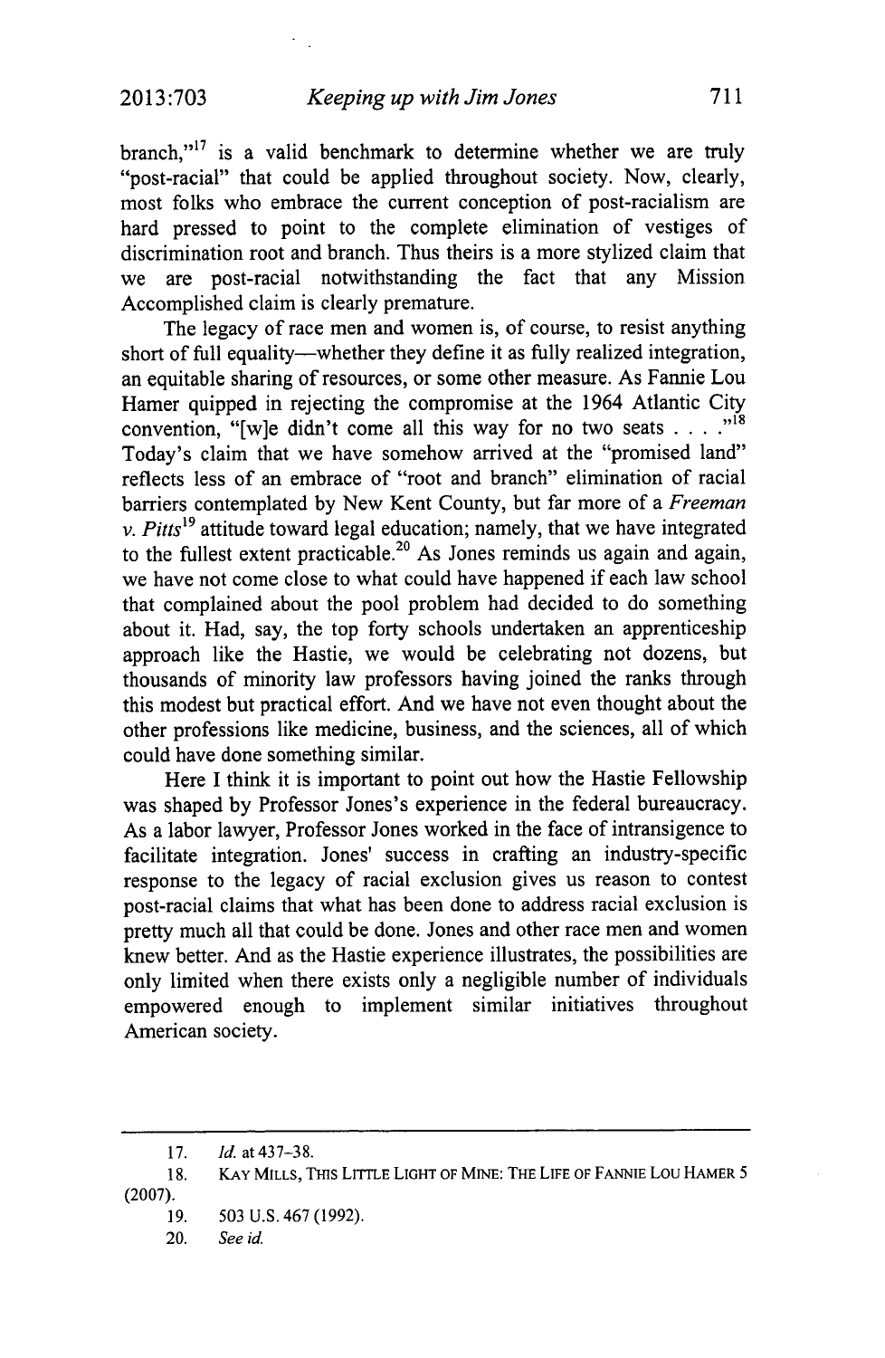branch,"[17] is a valid benchmark to determine whether we are truly "post-racial" that could be applied throughout society. Now, clearly, most folks who embrace the current conception of post-racialism are hard pressed to point to the complete elimination of vestiges of discrimination root and branch. Thus theirs is a more stylized claim that we are post-racial notwithstanding the fact that any Mission Accomplished claim is clearly premature.

The legacy of race men and women is, of course, to resist anything short of full equality—whether they define it as fully realized integration, an equitable sharing of resources, or some other measure. As Fannie Lou Hamer quipped in rejecting the compromise at the 1964 Atlantic City convention, "[w]e didn't come all this way for no two seats . . . ."[18] Today's claim that we have somehow arrived at the "promised land" reflects less of an embrace of "root and branch" elimination of racial barriers contemplated by New Kent County, but far more of a *Freeman v. Pitts*[19] attitude toward legal education; namely, that we have integrated to the fullest extent practicable.[20] As Jones reminds us again and again, we have not come close to what could have happened if each law school that complained about the pool problem had decided to do something about it. Had, say, the top forty schools undertaken an apprenticeship approach like the Hastie, we would be celebrating not dozens, but thousands of minority law professors having joined the ranks through this modest but practical effort. And we have not even thought about the other professions like medicine, business, and the sciences, all of which could have done something similar.

Here I think it is important to point out how the Hastie Fellowship was shaped by Professor Jones's experience in the federal bureaucracy. As a labor lawyer, Professor Jones worked in the face of intransigence to facilitate integration. Jones' success in crafting an industry-specific response to the legacy of racial exclusion gives us reason to contest post-racial claims that what has been done to address racial exclusion is pretty much all that could be done. Jones and other race men and women knew better. And as the Hastie experience illustrates, the possibilities are only limited when there exists only a negligible number of individuals empowered enough to implement similar initiatives throughout American society.

---

17. *Id.* at 437–38.

18. KAY MILLS, THIS LITTLE LIGHT OF MINE: THE LIFE OF FANNIE LOU HAMER 5 (2007).

19. 503 U.S. 467 (1992).

20. *See id.*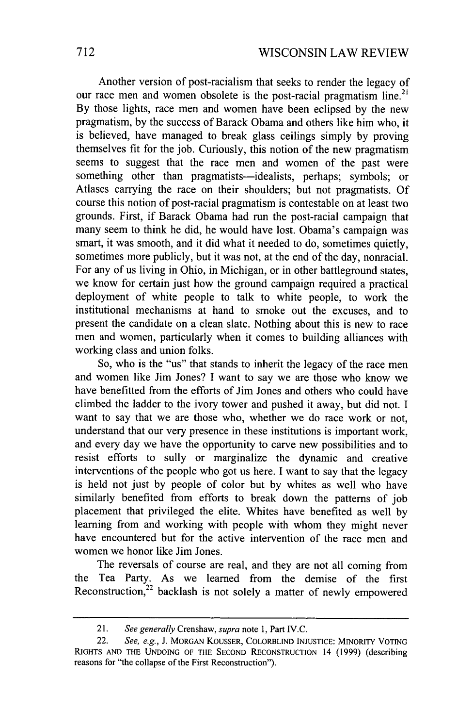Another version of post-racialism that seeks to render the legacy of our race men and women obsolete is the post-racial pragmatism line.[21] By those lights, race men and women have been eclipsed by the new pragmatism, by the success of Barack Obama and others like him who, it is believed, have managed to break glass ceilings simply by proving themselves fit for the job. Curiously, this notion of the new pragmatism seems to suggest that the race men and women of the past were something other than pragmatists—idealists, perhaps; symbols; or Atlases carrying the race on their shoulders; but not pragmatists. Of course this notion of post-racial pragmatism is contestable on at least two grounds. First, if Barack Obama had run the post-racial campaign that many seem to think he did, he would have lost. Obama's campaign was smart, it was smooth, and it did what it needed to do, sometimes quietly, sometimes more publicly, but it was not, at the end of the day, nonracial. For any of us living in Ohio, in Michigan, or in other battleground states, we know for certain just how the ground campaign required a practical deployment of white people to talk to white people, to work the institutional mechanisms at hand to smoke out the excuses, and to present the candidate on a clean slate. Nothing about this is new to race men and women, particularly when it comes to building alliances with working class and union folks.

So, who is the "us" that stands to inherit the legacy of the race men and women like Jim Jones? I want to say we are those who know we have benefitted from the efforts of Jim Jones and others who could have climbed the ladder to the ivory tower and pushed it away, but did not. I want to say that we are those who, whether we do race work or not, understand that our very presence in these institutions is important work, and every day we have the opportunity to carve new possibilities and to resist efforts to sully or marginalize the dynamic and creative interventions of the people who got us here. I want to say that the legacy is held not just by people of color but by whites as well who have similarly benefited from efforts to break down the patterns of job placement that privileged the elite. Whites have benefited as well by learning from and working with people with whom they might never have encountered but for the active intervention of the race men and women we honor like Jim Jones.

The reversals of course are real, and they are not all coming from the Tea Party. As we learned from the demise of the first Reconstruction,[22] backlash is not solely a matter of newly empowered

---

21. *See generally* Crenshaw, *supra* note 1, Part IV.C.

22. *See, e.g.*, J. MORGAN KOUSSER, COLORBLIND INJUSTICE: MINORITY VOTING RIGHTS AND THE UNDOING OF THE SECOND RECONSTRUCTION 14 (1999) (describing reasons for "the collapse of the First Reconstruction").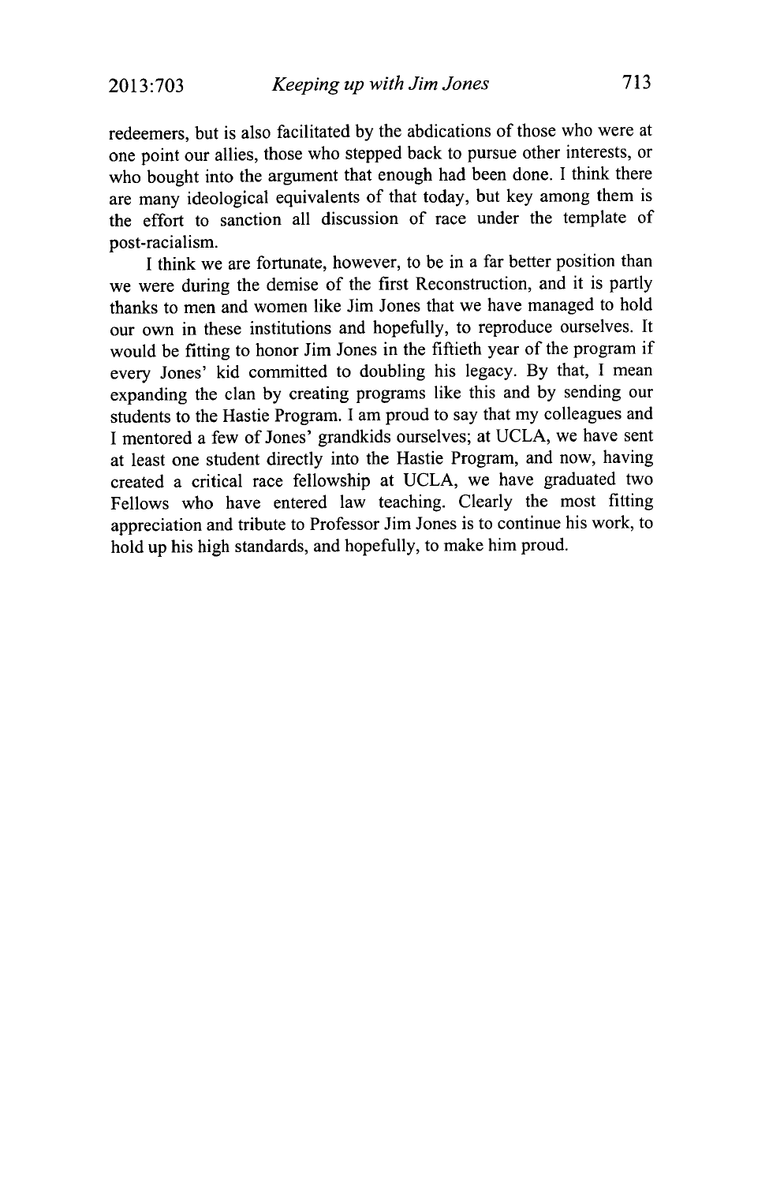redeemers, but is also facilitated by the abdications of those who were at one point our allies, those who stepped back to pursue other interests, or who bought into the argument that enough had been done. I think there are many ideological equivalents of that today, but key among them is the effort to sanction all discussion of race under the template of post-racialism.

I think we are fortunate, however, to be in a far better position than we were during the demise of the first Reconstruction, and it is partly thanks to men and women like Jim Jones that we have managed to hold our own in these institutions and hopefully, to reproduce ourselves. It would be fitting to honor Jim Jones in the fiftieth year of the program if every Jones' kid committed to doubling his legacy. By that, I mean expanding the clan by creating programs like this and by sending our students to the Hastie Program. I am proud to say that my colleagues and I mentored a few of Jones' grandkids ourselves; at UCLA, we have sent at least one student directly into the Hastie Program, and now, having created a critical race fellowship at UCLA, we have graduated two Fellows who have entered law teaching. Clearly the most fitting appreciation and tribute to Professor Jim Jones is to continue his work, to hold up his high standards, and hopefully, to make him proud.